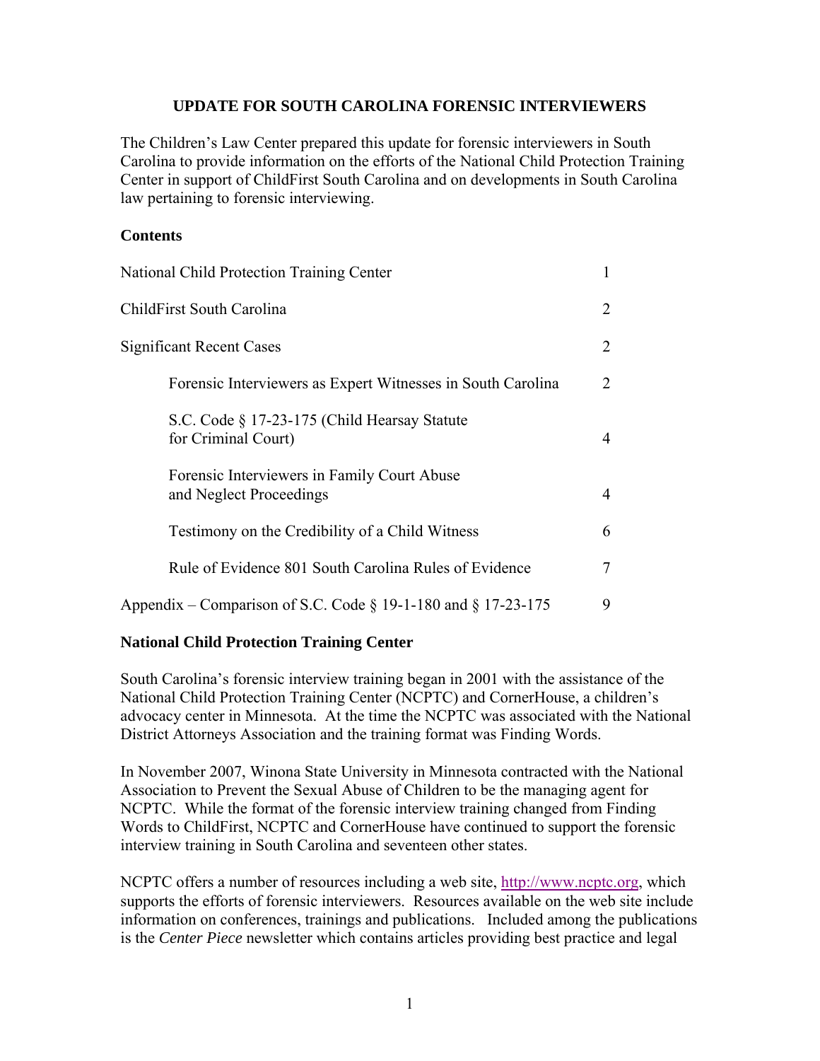# UPDATE FOR SOUTH CAROLINA FORENSIC INTERVIEWERS

The Children's Law Center prepared this update for forensic interviewers in South Carolina to provide information on the efforts of the National Child Protection Training Center in support of ChildFirst South Carolina and on developments in South Carolina law pertaining to forensic interviewing.

## Contents

| | |
|---|---|
| National Child Protection Training Center | 1 |
| ChildFirst South Carolina | 2 |
| Significant Recent Cases | 2 |
| Forensic Interviewers as Expert Witnesses in South Carolina | 2 |
| S.C. Code § 17-23-175 (Child Hearsay Statute for Criminal Court) | 4 |
| Forensic Interviewers in Family Court Abuse and Neglect Proceedings | 4 |
| Testimony on the Credibility of a Child Witness | 6 |
| Rule of Evidence 801 South Carolina Rules of Evidence | 7 |
| Appendix – Comparison of S.C. Code § 19-1-180 and § 17-23-175 | 9 |

## National Child Protection Training Center

South Carolina's forensic interview training began in 2001 with the assistance of the National Child Protection Training Center (NCPTC) and CornerHouse, a children's advocacy center in Minnesota. At the time the NCPTC was associated with the National District Attorneys Association and the training format was Finding Words.

In November 2007, Winona State University in Minnesota contracted with the National Association to Prevent the Sexual Abuse of Children to be the managing agent for NCPTC. While the format of the forensic interview training changed from Finding Words to ChildFirst, NCPTC and CornerHouse have continued to support the forensic interview training in South Carolina and seventeen other states.

NCPTC offers a number of resources including a web site, http://www.ncptc.org, which supports the efforts of forensic interviewers. Resources available on the web site include information on conferences, trainings and publications. Included among the publications is the *Center Piece* newsletter which contains articles providing best practice and legal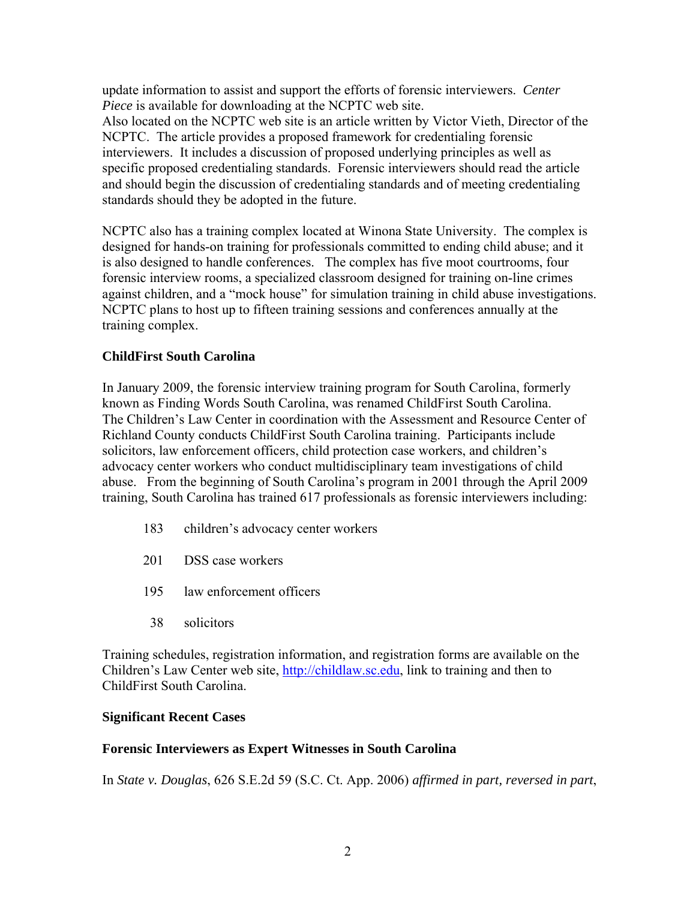update information to assist and support the efforts of forensic interviewers. *Center Piece* is available for downloading at the NCPTC web site.
Also located on the NCPTC web site is an article written by Victor Vieth, Director of the NCPTC. The article provides a proposed framework for credentialing forensic interviewers. It includes a discussion of proposed underlying principles as well as specific proposed credentialing standards. Forensic interviewers should read the article and should begin the discussion of credentialing standards and of meeting credentialing standards should they be adopted in the future.

NCPTC also has a training complex located at Winona State University. The complex is designed for hands-on training for professionals committed to ending child abuse; and it is also designed to handle conferences. The complex has five moot courtrooms, four forensic interview rooms, a specialized classroom designed for training on-line crimes against children, and a "mock house" for simulation training in child abuse investigations. NCPTC plans to host up to fifteen training sessions and conferences annually at the training complex.

**ChildFirst South Carolina**

In January 2009, the forensic interview training program for South Carolina, formerly known as Finding Words South Carolina, was renamed ChildFirst South Carolina. The Children's Law Center in coordination with the Assessment and Resource Center of Richland County conducts ChildFirst South Carolina training. Participants include solicitors, law enforcement officers, child protection case workers, and children's advocacy center workers who conduct multidisciplinary team investigations of child abuse. From the beginning of South Carolina's program in 2001 through the April 2009 training, South Carolina has trained 617 professionals as forensic interviewers including:

- 183 children's advocacy center workers
- 201 DSS case workers
- 195 law enforcement officers
- 38 solicitors

Training schedules, registration information, and registration forms are available on the Children's Law Center web site, http://childlaw.sc.edu, link to training and then to ChildFirst South Carolina.

**Significant Recent Cases**

**Forensic Interviewers as Expert Witnesses in South Carolina**

In *State v. Douglas*, 626 S.E.2d 59 (S.C. Ct. App. 2006) *affirmed in part, reversed in part*,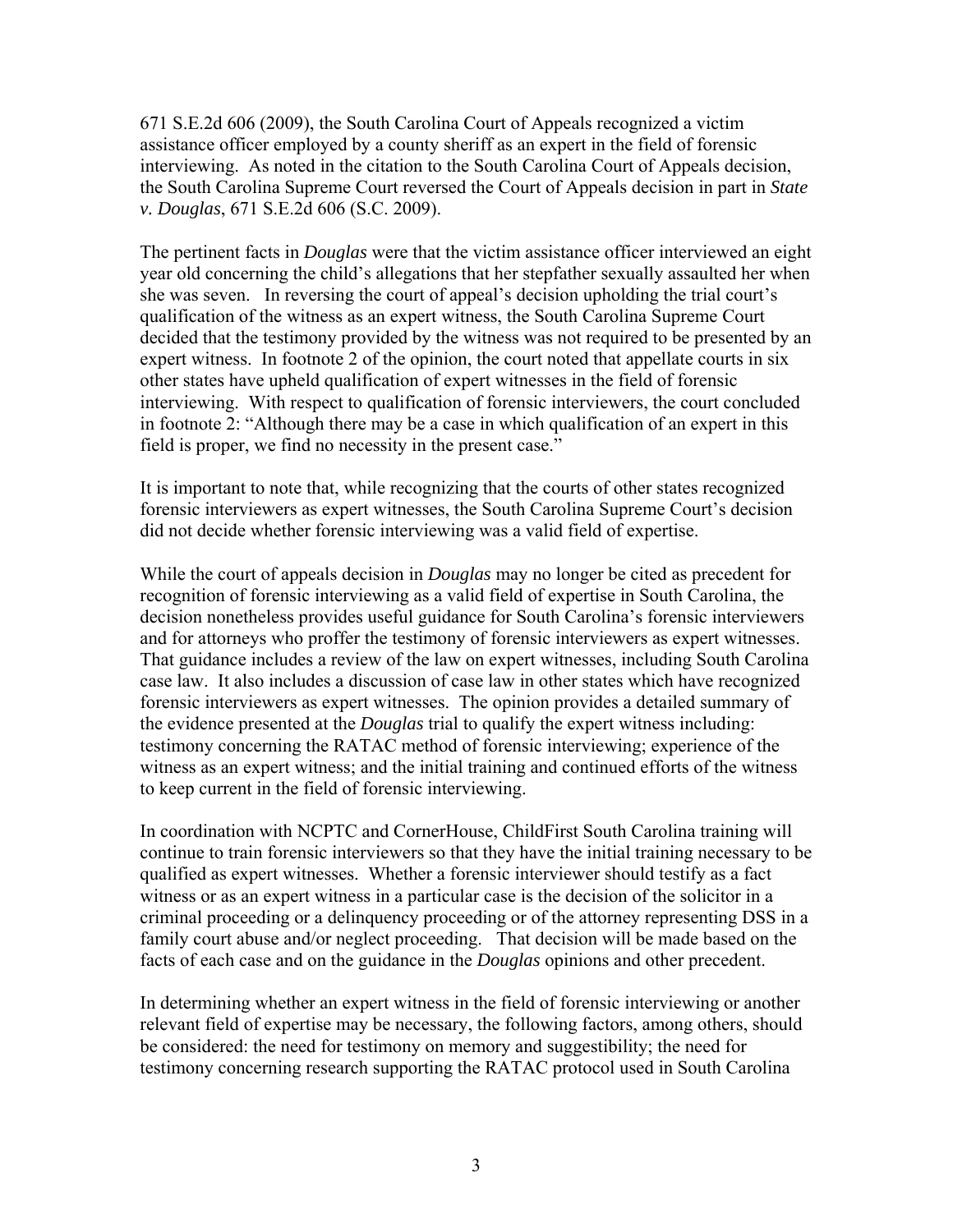671 S.E.2d 606 (2009), the South Carolina Court of Appeals recognized a victim assistance officer employed by a county sheriff as an expert in the field of forensic interviewing. As noted in the citation to the South Carolina Court of Appeals decision, the South Carolina Supreme Court reversed the Court of Appeals decision in part in *State v. Douglas*, 671 S.E.2d 606 (S.C. 2009).

The pertinent facts in *Douglas* were that the victim assistance officer interviewed an eight year old concerning the child's allegations that her stepfather sexually assaulted her when she was seven. In reversing the court of appeal's decision upholding the trial court's qualification of the witness as an expert witness, the South Carolina Supreme Court decided that the testimony provided by the witness was not required to be presented by an expert witness. In footnote 2 of the opinion, the court noted that appellate courts in six other states have upheld qualification of expert witnesses in the field of forensic interviewing. With respect to qualification of forensic interviewers, the court concluded in footnote 2: "Although there may be a case in which qualification of an expert in this field is proper, we find no necessity in the present case."

It is important to note that, while recognizing that the courts of other states recognized forensic interviewers as expert witnesses, the South Carolina Supreme Court's decision did not decide whether forensic interviewing was a valid field of expertise.

While the court of appeals decision in *Douglas* may no longer be cited as precedent for recognition of forensic interviewing as a valid field of expertise in South Carolina, the decision nonetheless provides useful guidance for South Carolina's forensic interviewers and for attorneys who proffer the testimony of forensic interviewers as expert witnesses. That guidance includes a review of the law on expert witnesses, including South Carolina case law. It also includes a discussion of case law in other states which have recognized forensic interviewers as expert witnesses. The opinion provides a detailed summary of the evidence presented at the *Douglas* trial to qualify the expert witness including: testimony concerning the RATAC method of forensic interviewing; experience of the witness as an expert witness; and the initial training and continued efforts of the witness to keep current in the field of forensic interviewing.

In coordination with NCPTC and CornerHouse, ChildFirst South Carolina training will continue to train forensic interviewers so that they have the initial training necessary to be qualified as expert witnesses. Whether a forensic interviewer should testify as a fact witness or as an expert witness in a particular case is the decision of the solicitor in a criminal proceeding or a delinquency proceeding or of the attorney representing DSS in a family court abuse and/or neglect proceeding. That decision will be made based on the facts of each case and on the guidance in the *Douglas* opinions and other precedent.

In determining whether an expert witness in the field of forensic interviewing or another relevant field of expertise may be necessary, the following factors, among others, should be considered: the need for testimony on memory and suggestibility; the need for testimony concerning research supporting the RATAC protocol used in South Carolina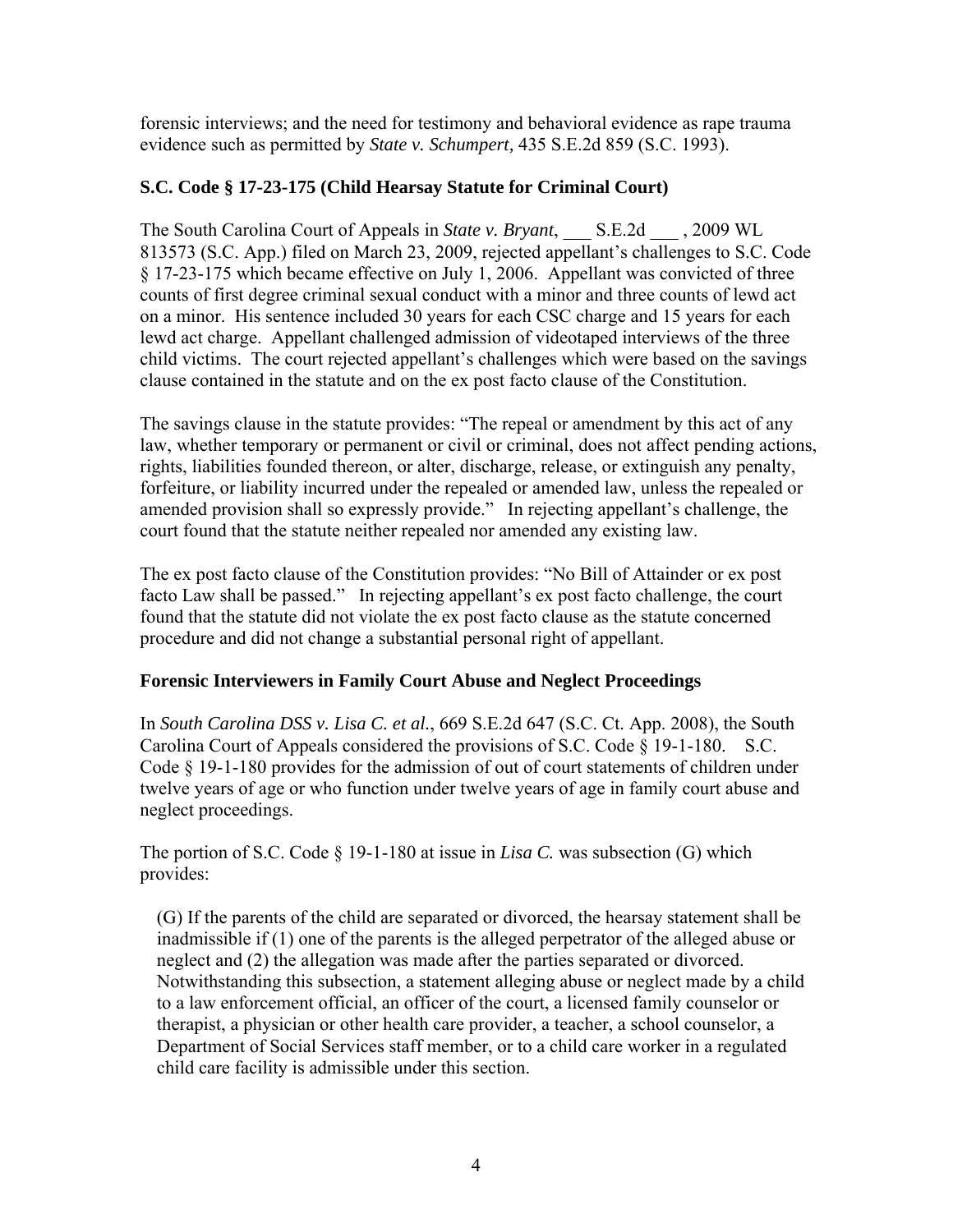forensic interviews; and the need for testimony and behavioral evidence as rape trauma evidence such as permitted by *State v. Schumpert,* 435 S.E.2d 859 (S.C. 1993).

**S.C. Code § 17-23-175 (Child Hearsay Statute for Criminal Court)**

The South Carolina Court of Appeals in *State v. Bryant*, ___ S.E.2d ___ , 2009 WL 813573 (S.C. App.) filed on March 23, 2009, rejected appellant's challenges to S.C. Code § 17-23-175 which became effective on July 1, 2006. Appellant was convicted of three counts of first degree criminal sexual conduct with a minor and three counts of lewd act on a minor. His sentence included 30 years for each CSC charge and 15 years for each lewd act charge. Appellant challenged admission of videotaped interviews of the three child victims. The court rejected appellant's challenges which were based on the savings clause contained in the statute and on the ex post facto clause of the Constitution.

The savings clause in the statute provides: "The repeal or amendment by this act of any law, whether temporary or permanent or civil or criminal, does not affect pending actions, rights, liabilities founded thereon, or alter, discharge, release, or extinguish any penalty, forfeiture, or liability incurred under the repealed or amended law, unless the repealed or amended provision shall so expressly provide." In rejecting appellant's challenge, the court found that the statute neither repealed nor amended any existing law.

The ex post facto clause of the Constitution provides: "No Bill of Attainder or ex post facto Law shall be passed." In rejecting appellant's ex post facto challenge, the court found that the statute did not violate the ex post facto clause as the statute concerned procedure and did not change a substantial personal right of appellant.

**Forensic Interviewers in Family Court Abuse and Neglect Proceedings**

In *South Carolina DSS v. Lisa C. et al.*, 669 S.E.2d 647 (S.C. Ct. App. 2008), the South Carolina Court of Appeals considered the provisions of S.C. Code § 19-1-180. S.C. Code § 19-1-180 provides for the admission of out of court statements of children under twelve years of age or who function under twelve years of age in family court abuse and neglect proceedings.

The portion of S.C. Code § 19-1-180 at issue in *Lisa C.* was subsection (G) which provides:

> (G) If the parents of the child are separated or divorced, the hearsay statement shall be inadmissible if (1) one of the parents is the alleged perpetrator of the alleged abuse or neglect and (2) the allegation was made after the parties separated or divorced. Notwithstanding this subsection, a statement alleging abuse or neglect made by a child to a law enforcement official, an officer of the court, a licensed family counselor or therapist, a physician or other health care provider, a teacher, a school counselor, a Department of Social Services staff member, or to a child care worker in a regulated child care facility is admissible under this section.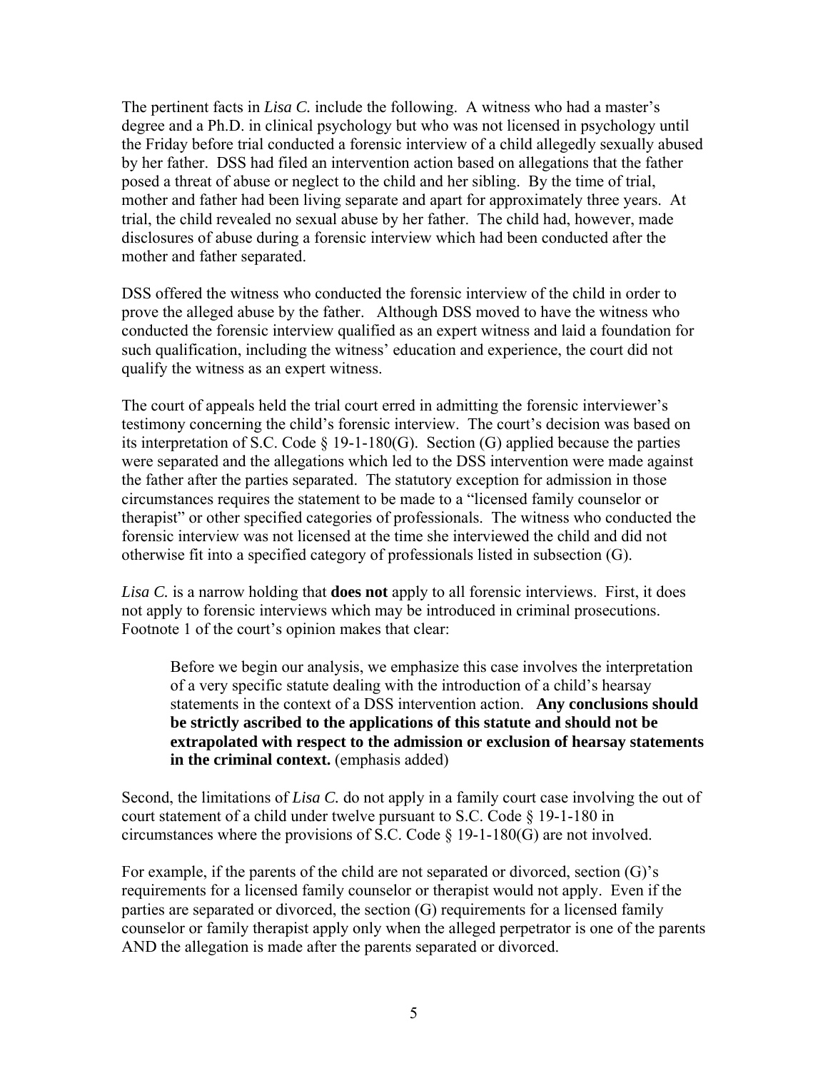The pertinent facts in *Lisa C.* include the following. A witness who had a master's degree and a Ph.D. in clinical psychology but who was not licensed in psychology until the Friday before trial conducted a forensic interview of a child allegedly sexually abused by her father. DSS had filed an intervention action based on allegations that the father posed a threat of abuse or neglect to the child and her sibling. By the time of trial, mother and father had been living separate and apart for approximately three years. At trial, the child revealed no sexual abuse by her father. The child had, however, made disclosures of abuse during a forensic interview which had been conducted after the mother and father separated.

DSS offered the witness who conducted the forensic interview of the child in order to prove the alleged abuse by the father. Although DSS moved to have the witness who conducted the forensic interview qualified as an expert witness and laid a foundation for such qualification, including the witness' education and experience, the court did not qualify the witness as an expert witness.

The court of appeals held the trial court erred in admitting the forensic interviewer's testimony concerning the child's forensic interview. The court's decision was based on its interpretation of S.C. Code § 19-1-180(G). Section (G) applied because the parties were separated and the allegations which led to the DSS intervention were made against the father after the parties separated. The statutory exception for admission in those circumstances requires the statement to be made to a "licensed family counselor or therapist" or other specified categories of professionals. The witness who conducted the forensic interview was not licensed at the time she interviewed the child and did not otherwise fit into a specified category of professionals listed in subsection (G).

*Lisa C.* is a narrow holding that **does not** apply to all forensic interviews. First, it does not apply to forensic interviews which may be introduced in criminal prosecutions. Footnote 1 of the court's opinion makes that clear:

> Before we begin our analysis, we emphasize this case involves the interpretation of a very specific statute dealing with the introduction of a child's hearsay statements in the context of a DSS intervention action. **Any conclusions should be strictly ascribed to the applications of this statute and should not be extrapolated with respect to the admission or exclusion of hearsay statements in the criminal context.** (emphasis added)

Second, the limitations of *Lisa C.* do not apply in a family court case involving the out of court statement of a child under twelve pursuant to S.C. Code § 19-1-180 in circumstances where the provisions of S.C. Code § 19-1-180(G) are not involved.

For example, if the parents of the child are not separated or divorced, section (G)'s requirements for a licensed family counselor or therapist would not apply. Even if the parties are separated or divorced, the section (G) requirements for a licensed family counselor or family therapist apply only when the alleged perpetrator is one of the parents AND the allegation is made after the parents separated or divorced.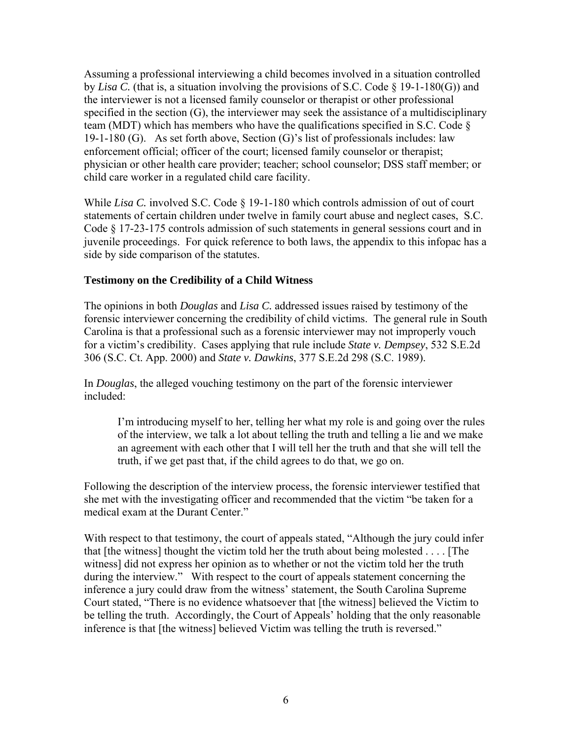Assuming a professional interviewing a child becomes involved in a situation controlled by *Lisa C.* (that is, a situation involving the provisions of S.C. Code § 19-1-180(G)) and the interviewer is not a licensed family counselor or therapist or other professional specified in the section (G), the interviewer may seek the assistance of a multidisciplinary team (MDT) which has members who have the qualifications specified in S.C. Code § 19-1-180 (G). As set forth above, Section (G)'s list of professionals includes: law enforcement official; officer of the court; licensed family counselor or therapist; physician or other health care provider; teacher; school counselor; DSS staff member; or child care worker in a regulated child care facility.

While *Lisa C.* involved S.C. Code § 19-1-180 which controls admission of out of court statements of certain children under twelve in family court abuse and neglect cases, S.C. Code § 17-23-175 controls admission of such statements in general sessions court and in juvenile proceedings. For quick reference to both laws, the appendix to this infopac has a side by side comparison of the statutes.

**Testimony on the Credibility of a Child Witness**

The opinions in both *Douglas* and *Lisa C.* addressed issues raised by testimony of the forensic interviewer concerning the credibility of child victims. The general rule in South Carolina is that a professional such as a forensic interviewer may not improperly vouch for a victim's credibility. Cases applying that rule include *State v. Dempsey*, 532 S.E.2d 306 (S.C. Ct. App. 2000) and *State v. Dawkins*, 377 S.E.2d 298 (S.C. 1989).

In *Douglas*, the alleged vouching testimony on the part of the forensic interviewer included:

> I'm introducing myself to her, telling her what my role is and going over the rules of the interview, we talk a lot about telling the truth and telling a lie and we make an agreement with each other that I will tell her the truth and that she will tell the truth, if we get past that, if the child agrees to do that, we go on.

Following the description of the interview process, the forensic interviewer testified that she met with the investigating officer and recommended that the victim "be taken for a medical exam at the Durant Center."

With respect to that testimony, the court of appeals stated, "Although the jury could infer that [the witness] thought the victim told her the truth about being molested . . . . [The witness] did not express her opinion as to whether or not the victim told her the truth during the interview." With respect to the court of appeals statement concerning the inference a jury could draw from the witness' statement, the South Carolina Supreme Court stated, "There is no evidence whatsoever that [the witness] believed the Victim to be telling the truth. Accordingly, the Court of Appeals' holding that the only reasonable inference is that [the witness] believed Victim was telling the truth is reversed."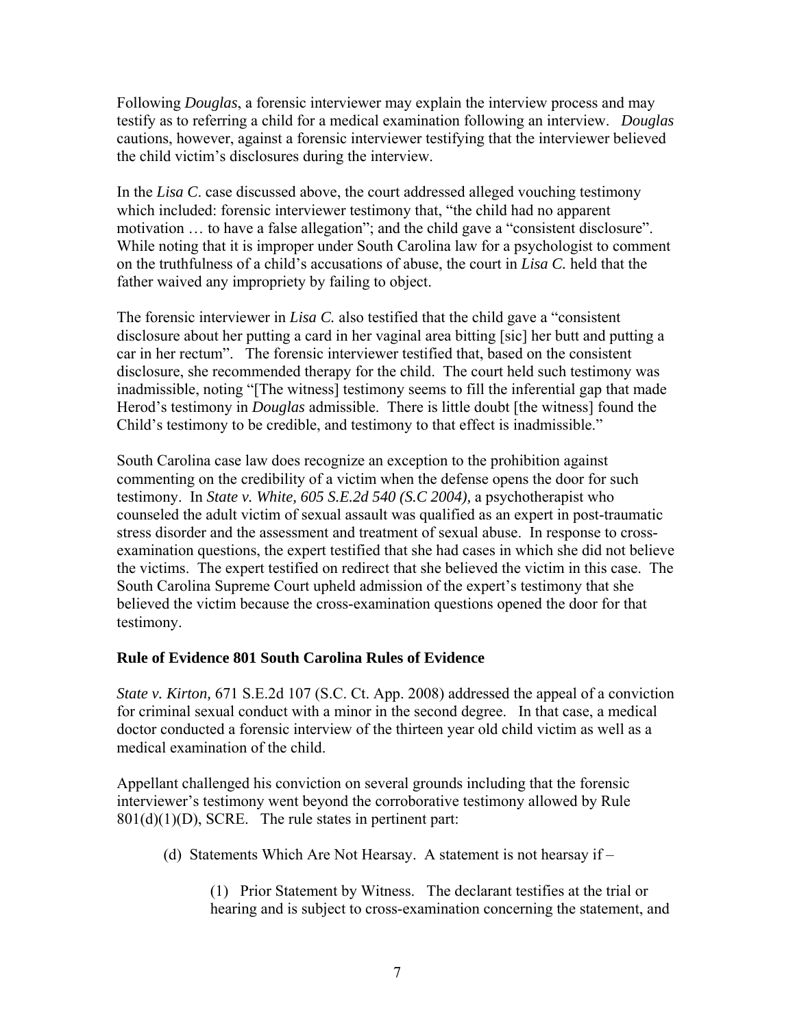Following *Douglas*, a forensic interviewer may explain the interview process and may testify as to referring a child for a medical examination following an interview. *Douglas* cautions, however, against a forensic interviewer testifying that the interviewer believed the child victim's disclosures during the interview.

In the *Lisa C.* case discussed above, the court addressed alleged vouching testimony which included: forensic interviewer testimony that, "the child had no apparent motivation … to have a false allegation"; and the child gave a "consistent disclosure". While noting that it is improper under South Carolina law for a psychologist to comment on the truthfulness of a child's accusations of abuse, the court in *Lisa C.* held that the father waived any impropriety by failing to object.

The forensic interviewer in *Lisa C.* also testified that the child gave a "consistent disclosure about her putting a card in her vaginal area bitting [sic] her butt and putting a car in her rectum". The forensic interviewer testified that, based on the consistent disclosure, she recommended therapy for the child. The court held such testimony was inadmissible, noting "[The witness] testimony seems to fill the inferential gap that made Herod's testimony in *Douglas* admissible. There is little doubt [the witness] found the Child's testimony to be credible, and testimony to that effect is inadmissible."

South Carolina case law does recognize an exception to the prohibition against commenting on the credibility of a victim when the defense opens the door for such testimony. In *State v. White, 605 S.E.2d 540 (S.C 2004),* a psychotherapist who counseled the adult victim of sexual assault was qualified as an expert in post-traumatic stress disorder and the assessment and treatment of sexual abuse. In response to cross-examination questions, the expert testified that she had cases in which she did not believe the victims. The expert testified on redirect that she believed the victim in this case. The South Carolina Supreme Court upheld admission of the expert's testimony that she believed the victim because the cross-examination questions opened the door for that testimony.

### Rule of Evidence 801 South Carolina Rules of Evidence

*State v. Kirton,* 671 S.E.2d 107 (S.C. Ct. App. 2008) addressed the appeal of a conviction for criminal sexual conduct with a minor in the second degree. In that case, a medical doctor conducted a forensic interview of the thirteen year old child victim as well as a medical examination of the child.

Appellant challenged his conviction on several grounds including that the forensic interviewer's testimony went beyond the corroborative testimony allowed by Rule 801(d)(1)(D), SCRE. The rule states in pertinent part:

> (d) Statements Which Are Not Hearsay. A statement is not hearsay if –
>
> > (1) Prior Statement by Witness. The declarant testifies at the trial or hearing and is subject to cross-examination concerning the statement, and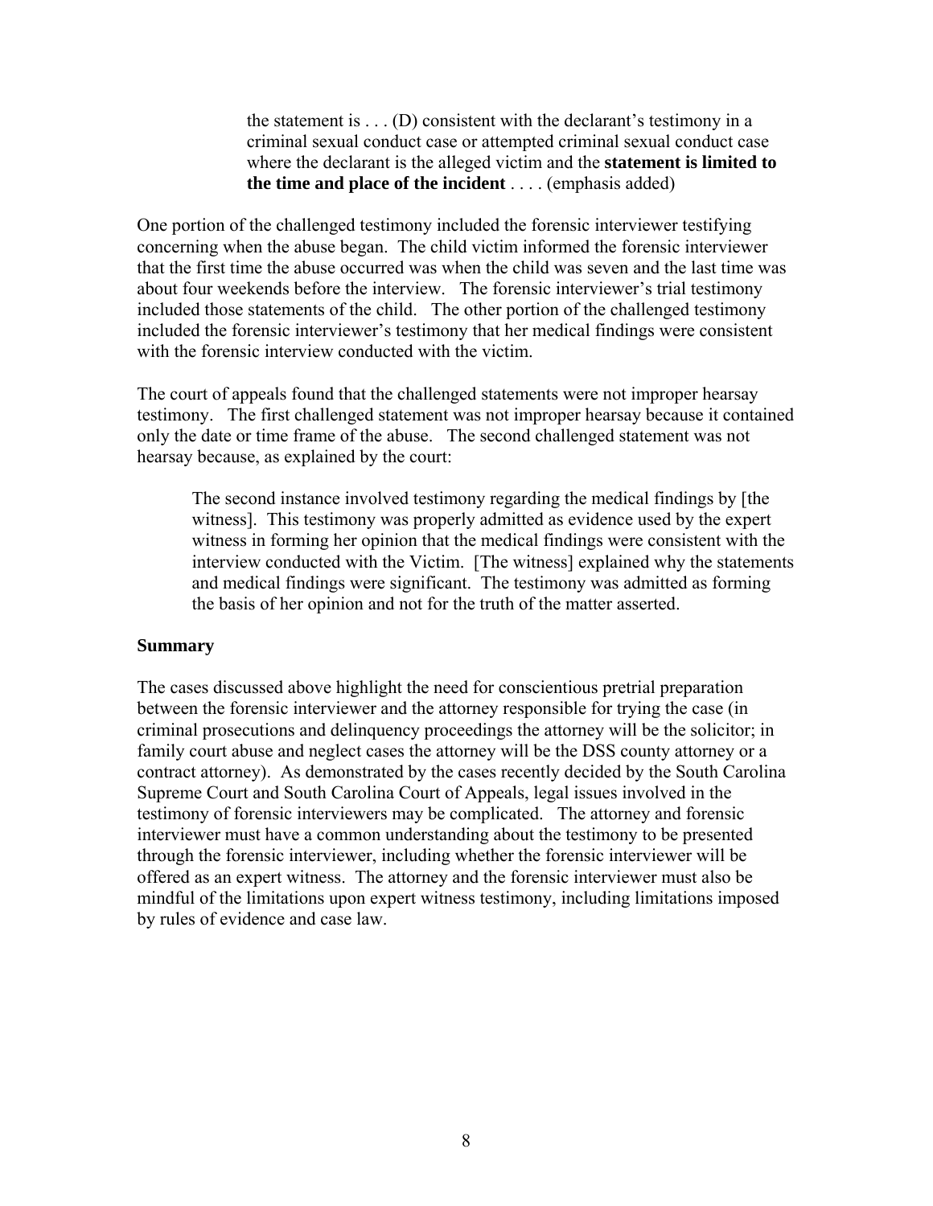> the statement is . . . (D) consistent with the declarant's testimony in a criminal sexual conduct case or attempted criminal sexual conduct case where the declarant is the alleged victim and the **statement is limited to the time and place of the incident** . . . . (emphasis added)

One portion of the challenged testimony included the forensic interviewer testifying concerning when the abuse began. The child victim informed the forensic interviewer that the first time the abuse occurred was when the child was seven and the last time was about four weekends before the interview. The forensic interviewer's trial testimony included those statements of the child. The other portion of the challenged testimony included the forensic interviewer's testimony that her medical findings were consistent with the forensic interview conducted with the victim.

The court of appeals found that the challenged statements were not improper hearsay testimony. The first challenged statement was not improper hearsay because it contained only the date or time frame of the abuse. The second challenged statement was not hearsay because, as explained by the court:

> The second instance involved testimony regarding the medical findings by [the witness]. This testimony was properly admitted as evidence used by the expert witness in forming her opinion that the medical findings were consistent with the interview conducted with the Victim. [The witness] explained why the statements and medical findings were significant. The testimony was admitted as forming the basis of her opinion and not for the truth of the matter asserted.

**Summary**

The cases discussed above highlight the need for conscientious pretrial preparation between the forensic interviewer and the attorney responsible for trying the case (in criminal prosecutions and delinquency proceedings the attorney will be the solicitor; in family court abuse and neglect cases the attorney will be the DSS county attorney or a contract attorney). As demonstrated by the cases recently decided by the South Carolina Supreme Court and South Carolina Court of Appeals, legal issues involved in the testimony of forensic interviewers may be complicated. The attorney and forensic interviewer must have a common understanding about the testimony to be presented through the forensic interviewer, including whether the forensic interviewer will be offered as an expert witness. The attorney and the forensic interviewer must also be mindful of the limitations upon expert witness testimony, including limitations imposed by rules of evidence and case law.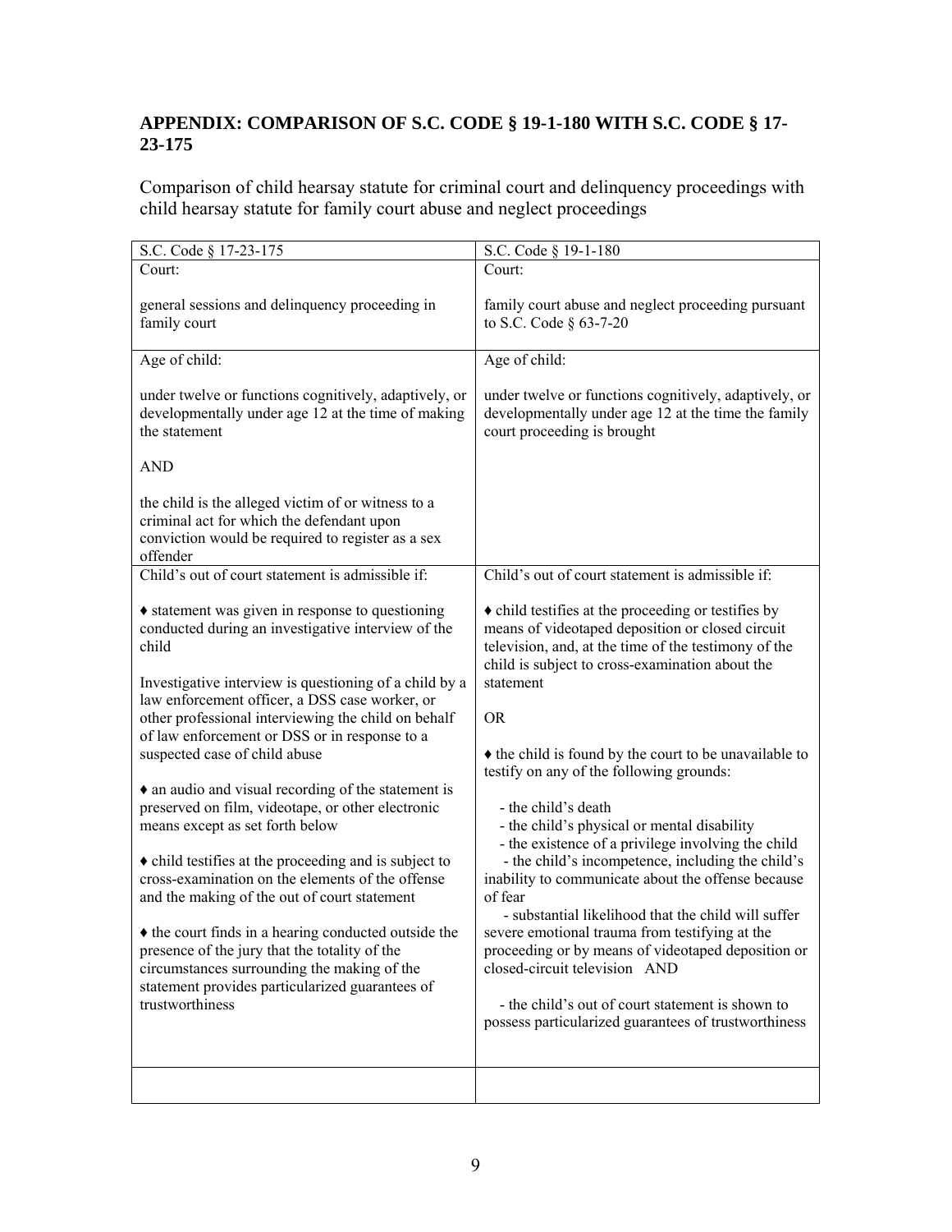## APPENDIX: COMPARISON OF S.C. CODE § 19-1-180 WITH S.C. CODE § 17-23-175

Comparison of child hearsay statute for criminal court and delinquency proceedings with child hearsay statute for family court abuse and neglect proceedings

| S.C. Code § 17-23-175 | S.C. Code § 19-1-180 |
|---|---|
| Court:<br><br>general sessions and delinquency proceeding in family court | Court:<br><br>family court abuse and neglect proceeding pursuant to S.C. Code § 63-7-20 |
| Age of child:<br><br>under twelve or functions cognitively, adaptively, or developmentally under age 12 at the time of making the statement<br><br>AND<br><br>the child is the alleged victim of or witness to a criminal act for which the defendant upon conviction would be required to register as a sex offender | Age of child:<br><br>under twelve or functions cognitively, adaptively, or developmentally under age 12 at the time the family court proceeding is brought |
| Child's out of court statement is admissible if:<br><br>♦ statement was given in response to questioning conducted during an investigative interview of the child<br><br>Investigative interview is questioning of a child by a law enforcement officer, a DSS case worker, or other professional interviewing the child on behalf of law enforcement or DSS or in response to a suspected case of child abuse<br><br>♦ an audio and visual recording of the statement is preserved on film, videotape, or other electronic means except as set forth below<br><br>♦ child testifies at the proceeding and is subject to cross-examination on the elements of the offense and the making of the out of court statement<br><br>♦ the court finds in a hearing conducted outside the presence of the jury that the totality of the circumstances surrounding the making of the statement provides particularized guarantees of trustworthiness | Child's out of court statement is admissible if:<br><br>♦ child testifies at the proceeding or testifies by means of videotaped deposition or closed circuit television, and, at the time of the testimony of the child is subject to cross-examination about the statement<br><br>OR<br><br>♦ the child is found by the court to be unavailable to testify on any of the following grounds:<br><br>- the child's death<br>- the child's physical or mental disability<br>- the existence of a privilege involving the child<br>- the child's incompetence, including the child's inability to communicate about the offense because of fear<br>- substantial likelihood that the child will suffer severe emotional trauma from testifying at the proceeding or by means of videotaped deposition or closed-circuit television AND<br><br>- the child's out of court statement is shown to possess particularized guarantees of trustworthiness |
| | |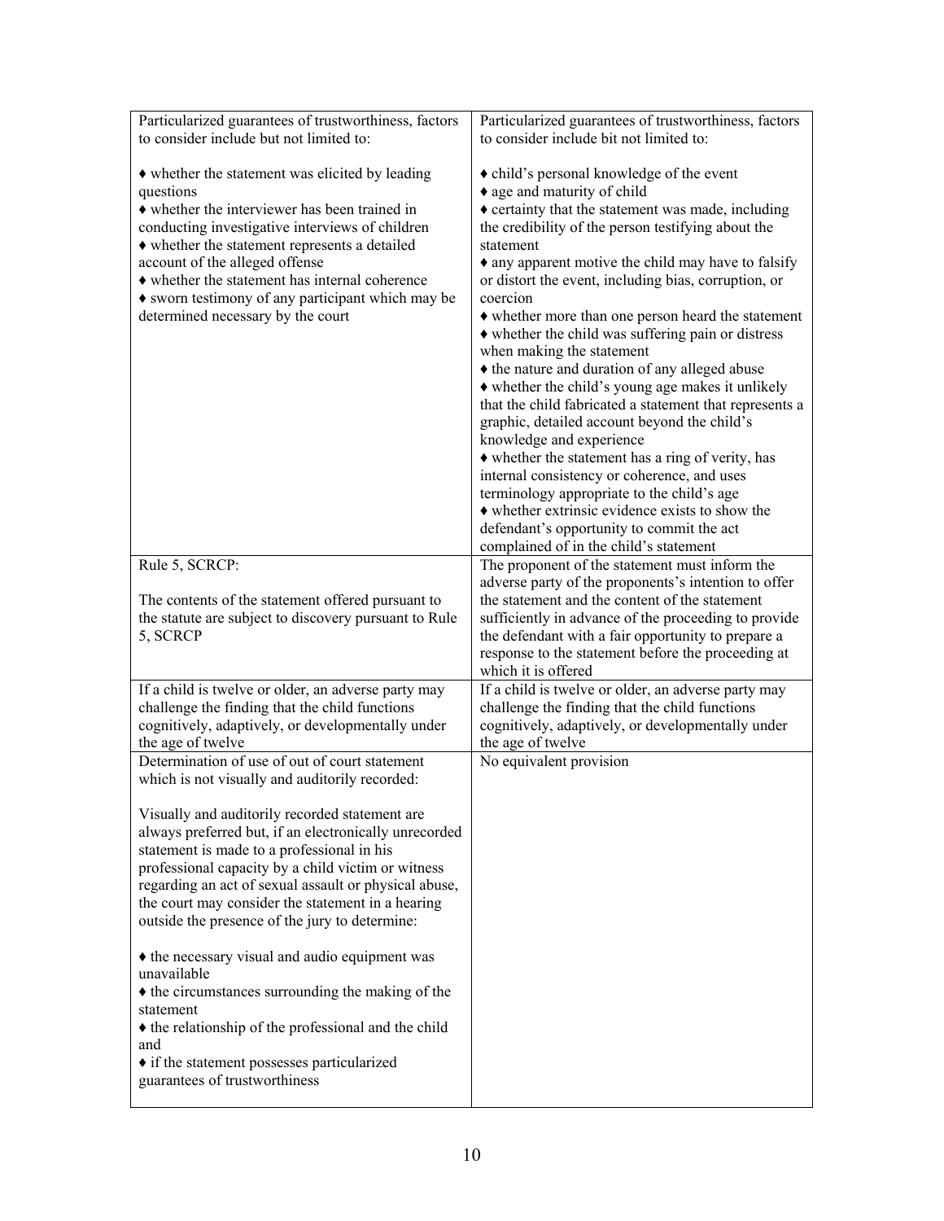| | |
|---|---|
| Particularized guarantees of trustworthiness, factors to consider include but not limited to:<br><br>♦ whether the statement was elicited by leading questions<br>♦ whether the interviewer has been trained in conducting investigative interviews of children<br>♦ whether the statement represents a detailed account of the alleged offense<br>♦ whether the statement has internal coherence<br>♦ sworn testimony of any participant which may be determined necessary by the court | Particularized guarantees of trustworthiness, factors to consider include bit not limited to:<br><br>♦ child's personal knowledge of the event<br>♦ age and maturity of child<br>♦ certainty that the statement was made, including the credibility of the person testifying about the statement<br>♦ any apparent motive the child may have to falsify or distort the event, including bias, corruption, or coercion<br>♦ whether more than one person heard the statement<br>♦ whether the child was suffering pain or distress when making the statement<br>♦ the nature and duration of any alleged abuse<br>♦ whether the child's young age makes it unlikely that the child fabricated a statement that represents a graphic, detailed account beyond the child's knowledge and experience<br>♦ whether the statement has a ring of verity, has internal consistency or coherence, and uses terminology appropriate to the child's age<br>♦ whether extrinsic evidence exists to show the defendant's opportunity to commit the act complained of in the child's statement |
| Rule 5, SCRCP:<br><br>The contents of the statement offered pursuant to the statute are subject to discovery pursuant to Rule 5, SCRCP | The proponent of the statement must inform the adverse party of the proponents's intention to offer the statement and the content of the statement sufficiently in advance of the proceeding to provide the defendant with a fair opportunity to prepare a response to the statement before the proceeding at which it is offered |
| If a child is twelve or older, an adverse party may challenge the finding that the child functions cognitively, adaptively, or developmentally under the age of twelve | If a child is twelve or older, an adverse party may challenge the finding that the child functions cognitively, adaptively, or developmentally under the age of twelve |
| Determination of use of out of court statement which is not visually and auditorily recorded:<br><br>Visually and auditorily recorded statement are always preferred but, if an electronically unrecorded statement is made to a professional in his professional capacity by a child victim or witness regarding an act of sexual assault or physical abuse, the court may consider the statement in a hearing outside the presence of the jury to determine:<br><br>♦ the necessary visual and audio equipment was unavailable<br>♦ the circumstances surrounding the making of the statement<br>♦ the relationship of the professional and the child and<br>♦ if the statement possesses particularized guarantees of trustworthiness | No equivalent provision |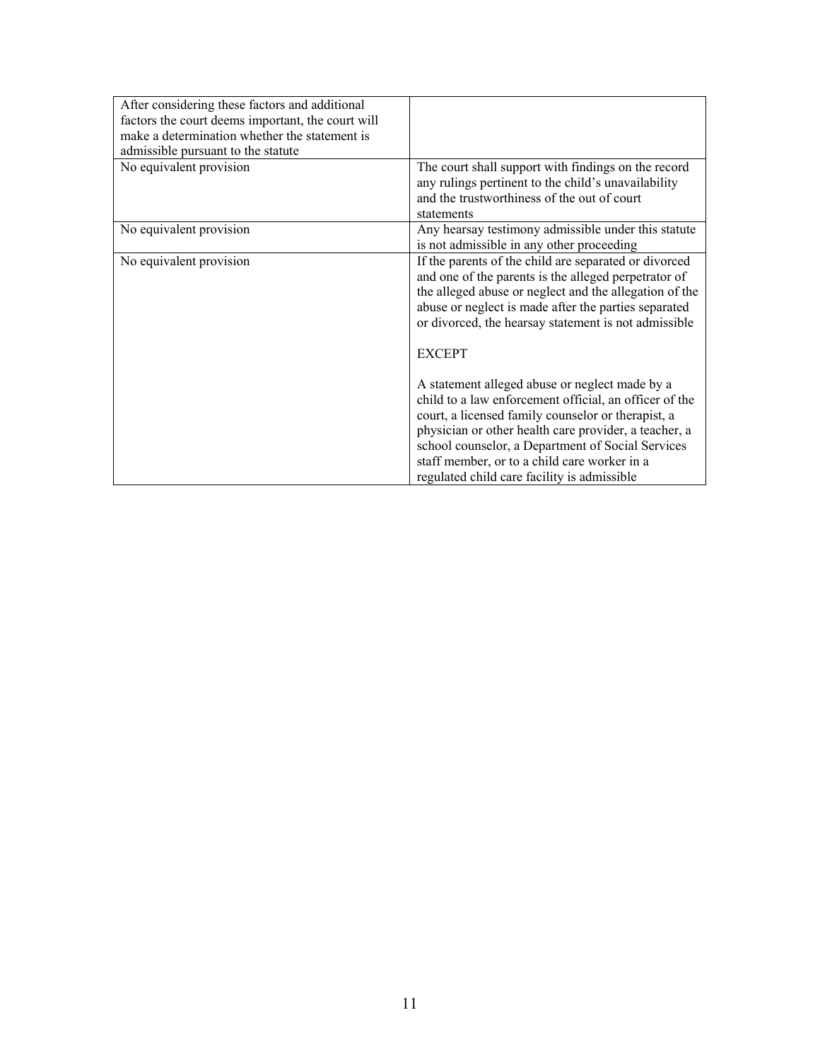| | |
|---|---|
| After considering these factors and additional factors the court deems important, the court will make a determination whether the statement is admissible pursuant to the statute | |
| No equivalent provision | The court shall support with findings on the record any rulings pertinent to the child's unavailability and the trustworthiness of the out of court statements |
| No equivalent provision | Any hearsay testimony admissible under this statute is not admissible in any other proceeding |
| No equivalent provision | If the parents of the child are separated or divorced and one of the parents is the alleged perpetrator of the alleged abuse or neglect and the allegation of the abuse or neglect is made after the parties separated or divorced, the hearsay statement is not admissible<br><br>EXCEPT<br><br>A statement alleged abuse or neglect made by a child to a law enforcement official, an officer of the court, a licensed family counselor or therapist, a physician or other health care provider, a teacher, a school counselor, a Department of Social Services staff member, or to a child care worker in a regulated child care facility is admissible |